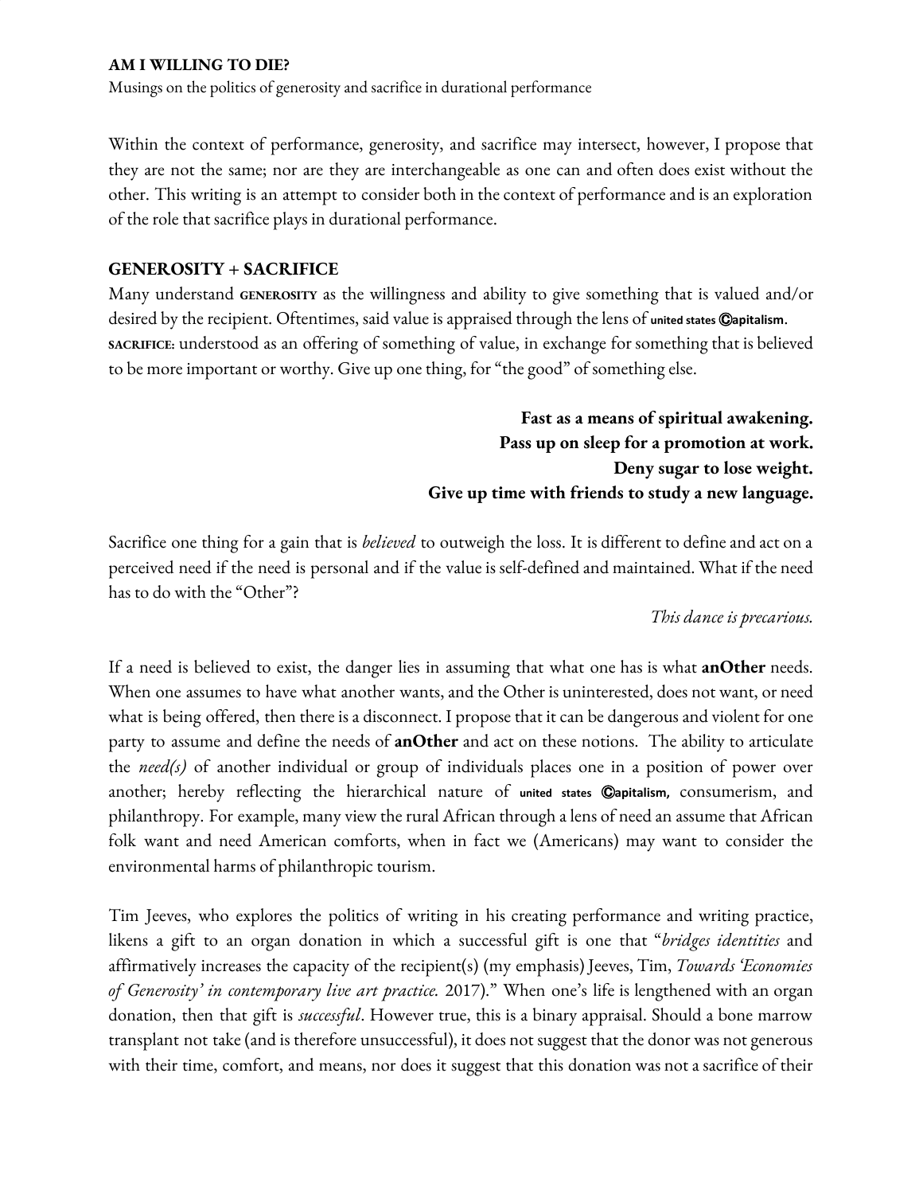**AM I WILLING TO DIE?**

Musings on the politics of generosity and sacrifice in durational performance

Within the context of performance, generosity, and sacrifice may intersect, however, I propose that they are not the same; nor are they are interchangeable as one can and often does exist without the other. This writing is an attempt to consider both in the context of performance and is an exploration of the role that sacrifice plays in durational performance.

## GENEROSITY + SACRIFICE

Many understand **GENEROSITY** as the willingness and ability to give something that is valued and/or desired by the recipient. Oftentimes, said value is appraised through the lens of **united states ©apitalism**.

**SACRIFICE:** understood as an offering of something of value, in exchange for something that is believed to be more important or worthy. Give up one thing, for "the good" of something else.

**Fast as a means of spiritual awakening.**
**Pass up on sleep for a promotion at work.**
**Deny sugar to lose weight.**
**Give up time with friends to study a new language.**

Sacrifice one thing for a gain that is *believed* to outweigh the loss. It is different to define and act on a perceived need if the need is personal and if the value is self-defined and maintained. What if the need has to do with the "Other"?

*This dance is precarious.*

If a need is believed to exist, the danger lies in assuming that what one has is what **anOther** needs. When one assumes to have what another wants, and the Other is uninterested, does not want, or need what is being offered, then there is a disconnect. I propose that it can be dangerous and violent for one party to assume and define the needs of **anOther** and act on these notions. The ability to articulate the *need(s)* of another individual or group of individuals places one in a position of power over another; hereby reflecting the hierarchical nature of **united states ©apitalism,** consumerism, and philanthropy. For example, many view the rural African through a lens of need an assume that African folk want and need American comforts, when in fact we (Americans) may want to consider the environmental harms of philanthropic tourism.

Tim Jeeves, who explores the politics of writing in his creating performance and writing practice, likens a gift to an organ donation in which a successful gift is one that "*bridges identities* and affirmatively increases the capacity of the recipient(s) (my emphasis) Jeeves, Tim, *Towards 'Economies of Generosity' in contemporary live art practice.* 2017)." When one's life is lengthened with an organ donation, then that gift is *successful*. However true, this is a binary appraisal. Should a bone marrow transplant not take (and is therefore unsuccessful), it does not suggest that the donor was not generous with their time, comfort, and means, nor does it suggest that this donation was not a sacrifice of their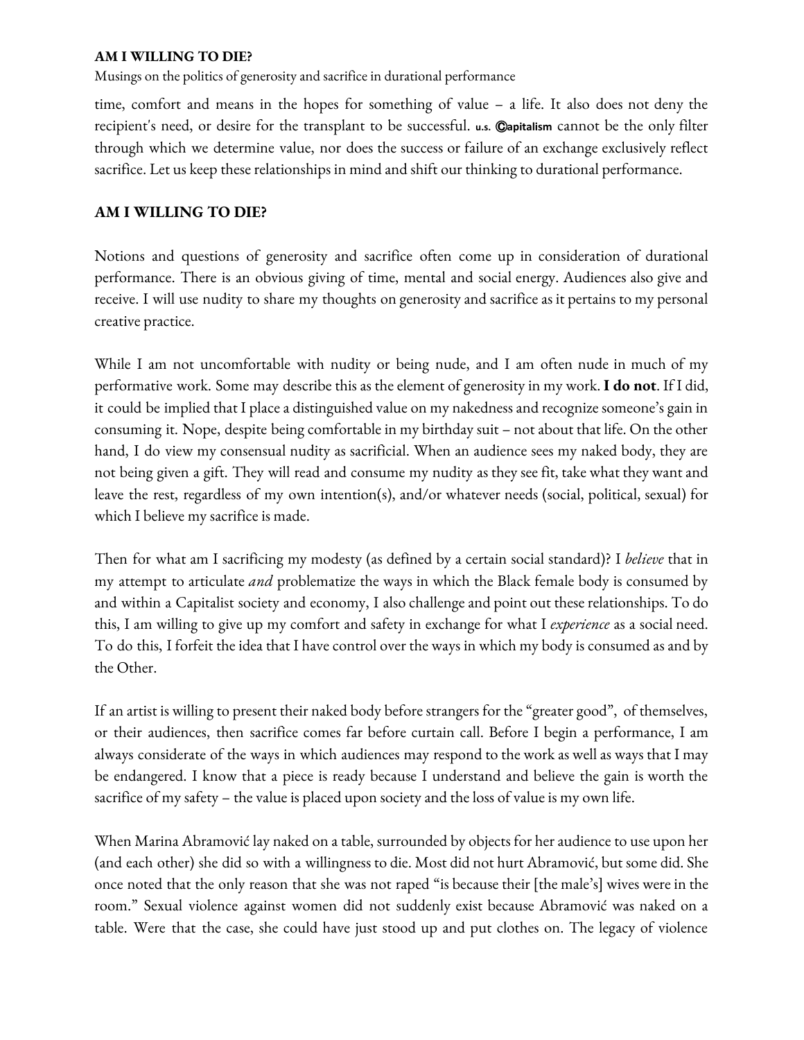time, comfort and means in the hopes for something of value – a life. It also does not deny the recipient's need, or desire for the transplant to be successful. u.s. ©apitalism cannot be the only filter through which we determine value, nor does the success or failure of an exchange exclusively reflect sacrifice. Let us keep these relationships in mind and shift our thinking to durational performance.

## AM I WILLING TO DIE?

Notions and questions of generosity and sacrifice often come up in consideration of durational performance. There is an obvious giving of time, mental and social energy. Audiences also give and receive. I will use nudity to share my thoughts on generosity and sacrifice as it pertains to my personal creative practice.

While I am not uncomfortable with nudity or being nude, and I am often nude in much of my performative work. Some may describe this as the element of generosity in my work. **I do not**. If I did, it could be implied that I place a distinguished value on my nakedness and recognize someone's gain in consuming it. Nope, despite being comfortable in my birthday suit – not about that life. On the other hand, I do view my consensual nudity as sacrificial. When an audience sees my naked body, they are not being given a gift. They will read and consume my nudity as they see fit, take what they want and leave the rest, regardless of my own intention(s), and/or whatever needs (social, political, sexual) for which I believe my sacrifice is made.

Then for what am I sacrificing my modesty (as defined by a certain social standard)? I *believe* that in my attempt to articulate *and* problematize the ways in which the Black female body is consumed by and within a Capitalist society and economy, I also challenge and point out these relationships. To do this, I am willing to give up my comfort and safety in exchange for what I *experience* as a social need. To do this, I forfeit the idea that I have control over the ways in which my body is consumed as and by the Other.

If an artist is willing to present their naked body before strangers for the "greater good", of themselves, or their audiences, then sacrifice comes far before curtain call. Before I begin a performance, I am always considerate of the ways in which audiences may respond to the work as well as ways that I may be endangered. I know that a piece is ready because I understand and believe the gain is worth the sacrifice of my safety – the value is placed upon society and the loss of value is my own life.

When Marina Abramović lay naked on a table, surrounded by objects for her audience to use upon her (and each other) she did so with a willingness to die. Most did not hurt Abramović, but some did. She once noted that the only reason that she was not raped "is because their [the male's] wives were in the room." Sexual violence against women did not suddenly exist because Abramović was naked on a table. Were that the case, she could have just stood up and put clothes on. The legacy of violence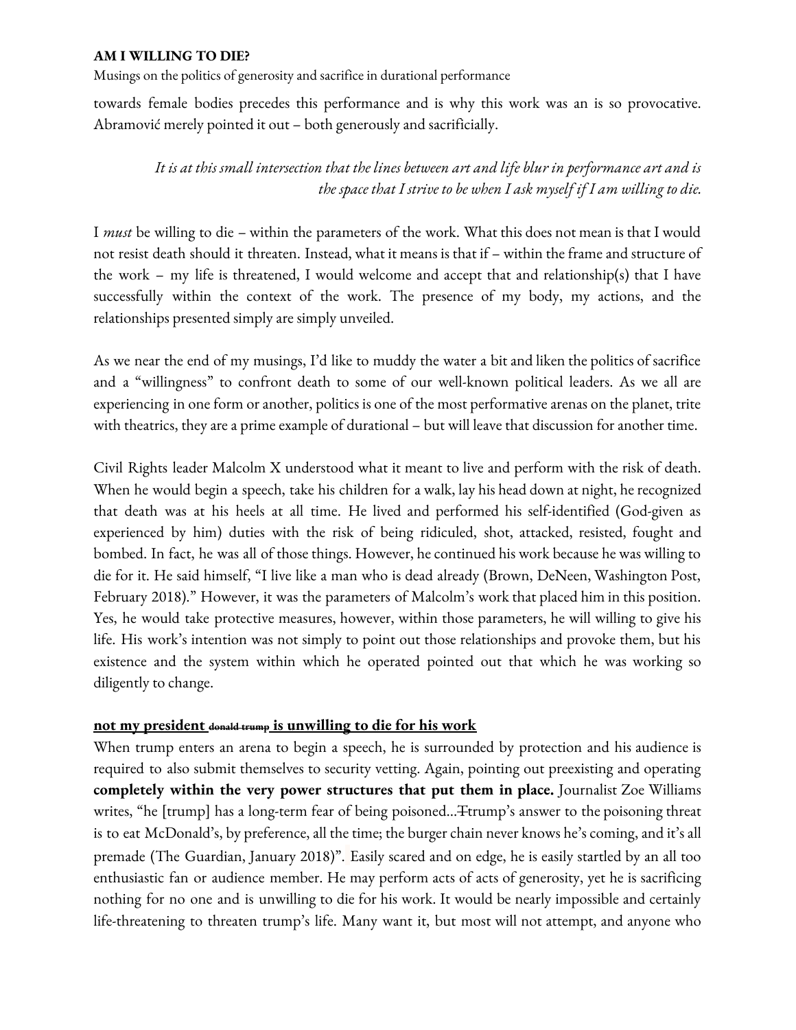towards female bodies precedes this performance and is why this work was an is so provocative. Abramović merely pointed it out – both generously and sacrificially.

> *It is at this small intersection that the lines between art and life blur in performance art and is the space that I strive to be when I ask myself if I am willing to die.*

I *must* be willing to die – within the parameters of the work. What this does not mean is that I would not resist death should it threaten. Instead, what it means is that if – within the frame and structure of the work – my life is threatened, I would welcome and accept that and relationship(s) that I have successfully within the context of the work. The presence of my body, my actions, and the relationships presented simply are simply unveiled.

As we near the end of my musings, I'd like to muddy the water a bit and liken the politics of sacrifice and a "willingness" to confront death to some of our well-known political leaders. As we all are experiencing in one form or another, politics is one of the most performative arenas on the planet, trite with theatrics, they are a prime example of durational – but will leave that discussion for another time.

Civil Rights leader Malcolm X understood what it meant to live and perform with the risk of death. When he would begin a speech, take his children for a walk, lay his head down at night, he recognized that death was at his heels at all time. He lived and performed his self-identified (God-given as experienced by him) duties with the risk of being ridiculed, shot, attacked, resisted, fought and bombed. In fact, he was all of those things. However, he continued his work because he was willing to die for it. He said himself, "I live like a man who is dead already (Brown, DeNeen, Washington Post, February 2018)." However, it was the parameters of Malcolm's work that placed him in this position. Yes, he would take protective measures, however, within those parameters, he will willing to give his life. His work's intention was not simply to point out those relationships and provoke them, but his existence and the system within which he operated pointed out that which he was working so diligently to change.

**not my president ~~donald trump~~ is unwilling to die for his work**

When trump enters an arena to begin a speech, he is surrounded by protection and his audience is required to also submit themselves to security vetting. Again, pointing out preexisting and operating **completely within the very power structures that put them in place.** Journalist Zoe Williams writes, "he [trump] has a long-term fear of being poisoned…~~T~~trump's answer to the poisoning threat is to eat McDonald's, by preference, all the time; the burger chain never knows he's coming, and it's all premade (The Guardian, January 2018)". Easily scared and on edge, he is easily startled by an all too enthusiastic fan or audience member. He may perform acts of acts of generosity, yet he is sacrificing nothing for no one and is unwilling to die for his work. It would be nearly impossible and certainly life-threatening to threaten trump's life. Many want it, but most will not attempt, and anyone who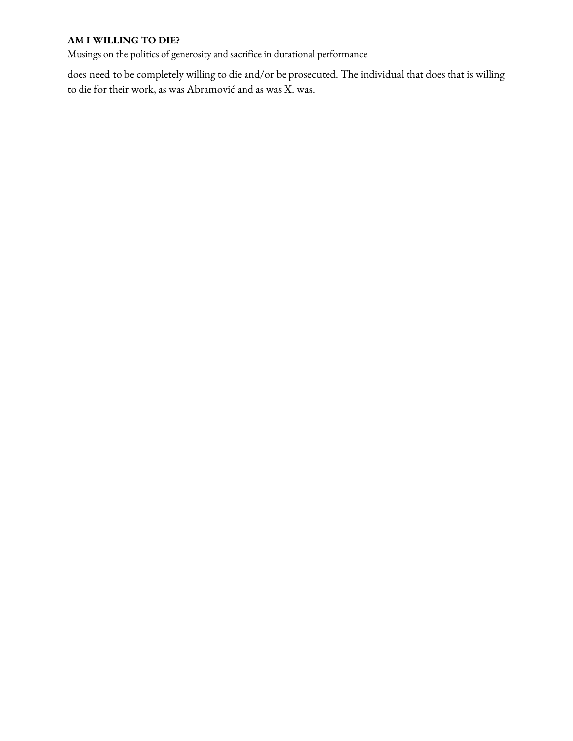does need to be completely willing to die and/or be prosecuted. The individual that does that is willing to die for their work, as was Abramović and as was X. was.